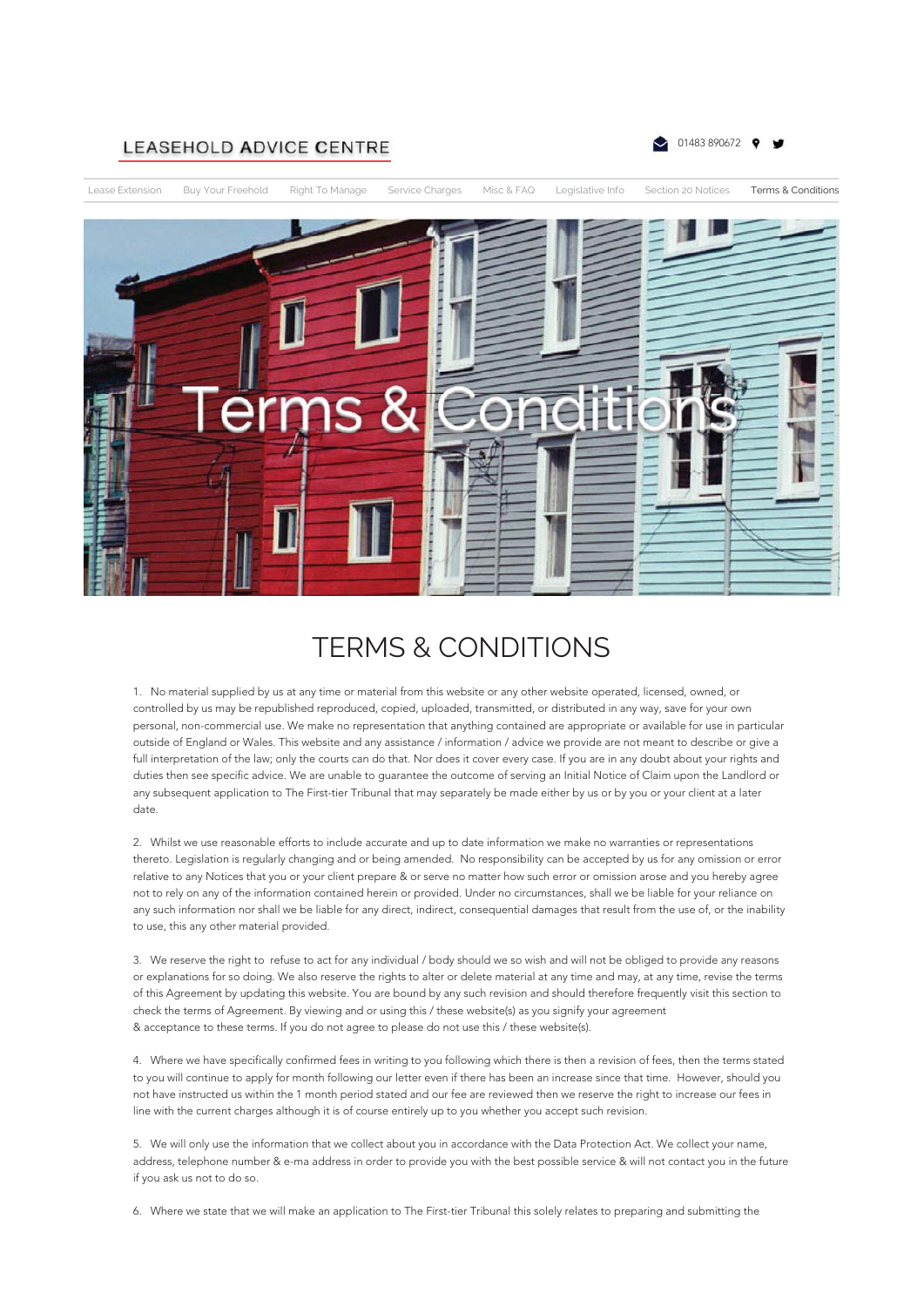LEASEHOLD ADVICE CENTRE

01483 890672

Lease Extension | Buy Your Freehold | Right To Manage | Service Charges | Misc & FAQ | Legislative Info | Section 20 Notices | Terms & Conditions

Terms & Conditions

# TERMS & CONDITIONS

1. No material supplied by us at any time or material from this website or any other website operated, licensed, owned, or controlled by us may be republished reproduced, copied, uploaded, transmitted, or distributed in any way, save for your own personal, non-commercial use. We make no representation that anything contained are appropriate or available for use in particular outside of England or Wales. This website and any assistance / information / advice we provide are not meant to describe or give a full interpretation of the law; only the courts can do that. Nor does it cover every case. If you are in any doubt about your rights and duties then see specific advice. We are unable to guarantee the outcome of serving an Initial Notice of Claim upon the Landlord or any subsequent application to The First-tier Tribunal that may separately be made either by us or by you or your client at a later date.

2. Whilst we use reasonable efforts to include accurate and up to date information we make no warranties or representations thereto. Legislation is regularly changing and or being amended. No responsibility can be accepted by us for any omission or error relative to any Notices that you or your client prepare & or serve no matter how such error or omission arose and you hereby agree not to rely on any of the information contained herein or provided. Under no circumstances, shall we be liable for your reliance on any such information nor shall we be liable for any direct, indirect, consequential damages that result from the use of, or the inability to use, this any other material provided.

3. We reserve the right to refuse to act for any individual / body should we so wish and will not be obliged to provide any reasons or explanations for so doing. We also reserve the rights to alter or delete material at any time and may, at any time, revise the terms of this Agreement by updating this website. You are bound by any such revision and should therefore frequently visit this section to check the terms of Agreement. By viewing and or using this / these website(s) as you signify your agreement & acceptance to these terms. If you do not agree to please do not use this / these website(s).

4. Where we have specifically confirmed fees in writing to you following which there is then a revision of fees, then the terms stated to you will continue to apply for month following our letter even if there has been an increase since that time. However, should you not have instructed us within the 1 month period stated and our fee are reviewed then we reserve the right to increase our fees in line with the current charges although it is of course entirely up to you whether you accept such revision.

5. We will only use the information that we collect about you in accordance with the Data Protection Act. We collect your name, address, telephone number & e-ma address in order to provide you with the best possible service & will not contact you in the future if you ask us not to do so.

6. Where we state that we will make an application to The First-tier Tribunal this solely relates to preparing and submitting the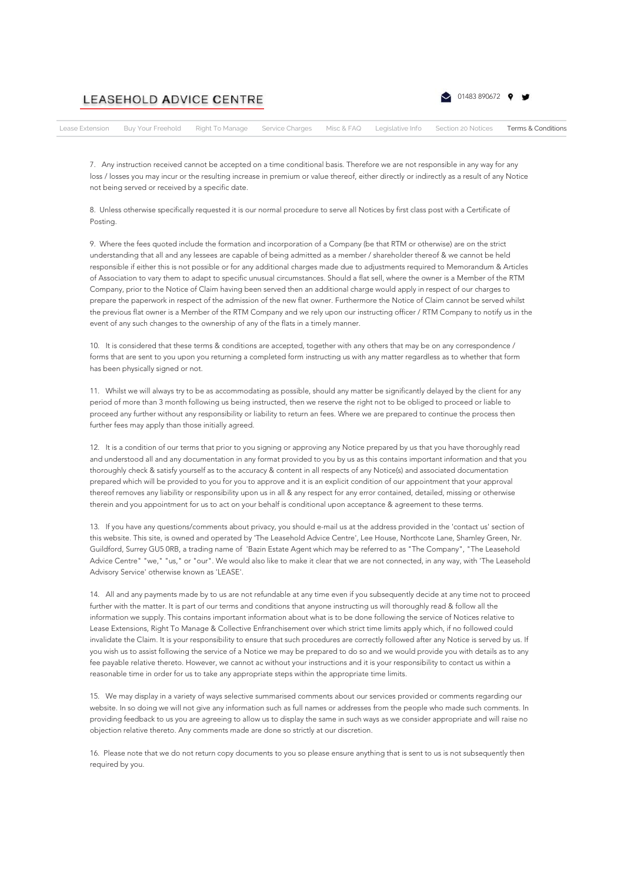7. Any instruction received cannot be accepted on a time conditional basis. Therefore we are not responsible in any way for any loss / losses you may incur or the resulting increase in premium or value thereof, either directly or indirectly as a result of any Notice not being served or received by a specific date.

8. Unless otherwise specifically requested it is our normal procedure to serve all Notices by first class post with a Certificate of Posting.

9. Where the fees quoted include the formation and incorporation of a Company (be that RTM or otherwise) are on the strict understanding that all and any lessees are capable of being admitted as a member / shareholder thereof & we cannot be held responsible if either this is not possible or for any additional charges made due to adjustments required to Memorandum & Articles of Association to vary them to adapt to specific unusual circumstances. Should a flat sell, where the owner is a Member of the RTM Company, prior to the Notice of Claim having been served then an additional charge would apply in respect of our charges to prepare the paperwork in respect of the admission of the new flat owner. Furthermore the Notice of Claim cannot be served whilst the previous flat owner is a Member of the RTM Company and we rely upon our instructing officer / RTM Company to notify us in the event of any such changes to the ownership of any of the flats in a timely manner.

10. It is considered that these terms & conditions are accepted, together with any others that may be on any correspondence / forms that are sent to you upon you returning a completed form instructing us with any matter regardless as to whether that form has been physically signed or not.

11. Whilst we will always try to be as accommodating as possible, should any matter be significantly delayed by the client for any period of more than 3 month following us being instructed, then we reserve the right not to be obliged to proceed or liable to proceed any further without any responsibility or liability to return an fees. Where we are prepared to continue the process then further fees may apply than those initially agreed.

12. It is a condition of our terms that prior to you signing or approving any Notice prepared by us that you have thoroughly read and understood all and any documentation in any format provided to you by us as this contains important information and that you thoroughly check & satisfy yourself as to the accuracy & content in all respects of any Notice(s) and associated documentation prepared which will be provided to you for you to approve and it is an explicit condition of our appointment that your approval thereof removes any liability or responsibility upon us in all & any respect for any error contained, detailed, missing or otherwise therein and you appointment for us to act on your behalf is conditional upon acceptance & agreement to these terms.

13. If you have any questions/comments about privacy, you should e-mail us at the address provided in the 'contact us' section of this website. This site, is owned and operated by 'The Leasehold Advice Centre', Lee House, Northcote Lane, Shamley Green, Nr. Guildford, Surrey GU5 0RB, a trading name of 'Bazin Estate Agent which may be referred to as "The Company", "The Leasehold Advice Centre" "we," "us," or "our". We would also like to make it clear that we are not connected, in any way, with 'The Leasehold Advisory Service' otherwise known as 'LEASE'.

14. All and any payments made by to us are not refundable at any time even if you subsequently decide at any time not to proceed further with the matter. It is part of our terms and conditions that anyone instructing us will thoroughly read & follow all the information we supply. This contains important information about what is to be done following the service of Notices relative to Lease Extensions, Right To Manage & Collective Enfranchisement over which strict time limits apply which, if no followed could invalidate the Claim. It is your responsibility to ensure that such procedures are correctly followed after any Notice is served by us. If you wish us to assist following the service of a Notice we may be prepared to do so and we would provide you with details as to any fee payable relative thereto. However, we cannot ac without your instructions and it is your responsibility to contact us within a reasonable time in order for us to take any appropriate steps within the appropriate time limits.

15. We may display in a variety of ways selective summarised comments about our services provided or comments regarding our website. In so doing we will not give any information such as full names or addresses from the people who made such comments. In providing feedback to us you are agreeing to allow us to display the same in such ways as we consider appropriate and will raise no objection relative thereto. Any comments made are done so strictly at our discretion.

16. Please note that we do not return copy documents to you so please ensure anything that is sent to us is not subsequently then required by you.